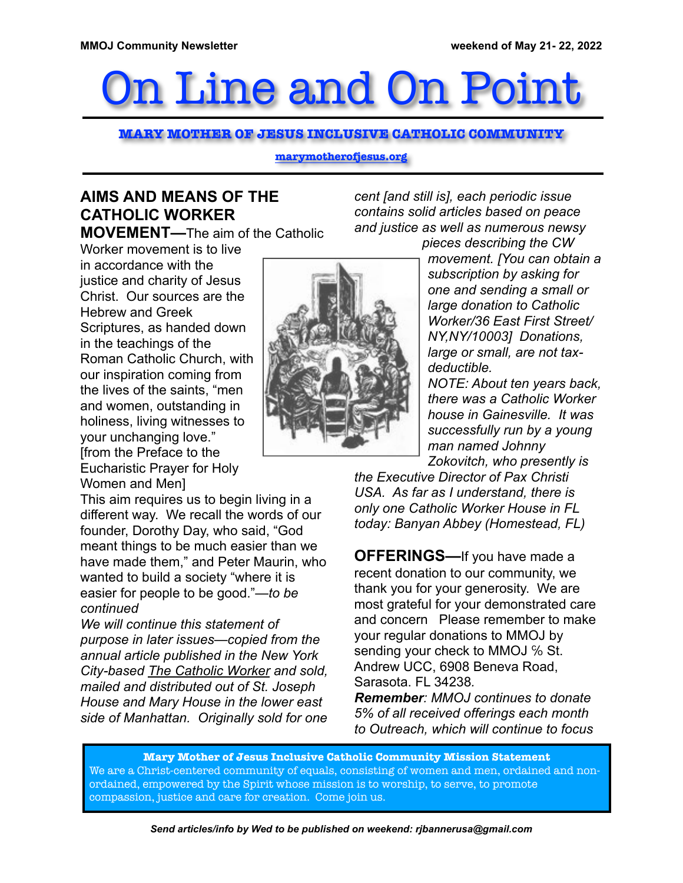MMOJ Community Newsletter | weekend of May 21- 22, 2022

# On Line and On Point

**MARY MOTHER OF JESUS INCLUSIVE CATHOLIC COMMUNITY**

marymotherofjesus.org

## AIMS AND MEANS OF THE CATHOLIC WORKER MOVEMENT

**—**The aim of the Catholic Worker movement is to live in accordance with the justice and charity of Jesus Christ. Our sources are the Hebrew and Greek Scriptures, as handed down in the teachings of the Roman Catholic Church, with our inspiration coming from the lives of the saints, "men and women, outstanding in holiness, living witnesses to your unchanging love." [from the Preface to the Eucharistic Prayer for Holy Women and Men]

This aim requires us to begin living in a different way. We recall the words of our founder, Dorothy Day, who said, "God meant things to be much easier than we have made them," and Peter Maurin, who wanted to build a society "where it is easier for people to be good."—*to be continued*

*We will continue this statement of purpose in later issues—copied from the annual article published in the New York City-based* *The Catholic Worker* *and sold, mailed and distributed out of St. Joseph House and Mary House in the lower east side of Manhattan. Originally sold for one cent [and still is], each periodic issue contains solid articles based on peace and justice as well as numerous newsy pieces describing the CW movement. [You can obtain a subscription by asking for one and sending a small or large donation to Catholic Worker/36 East First Street/ NY,NY/10003] Donations, large or small, are not tax-deductible.*

*NOTE: About ten years back, there was a Catholic Worker house in Gainesville. It was successfully run by a young man named Johnny Zokovitch, who presently is the Executive Director of Pax Christi USA. As far as I understand, there is only one Catholic Worker House in FL today: Banyan Abbey (Homestead, FL)*

## OFFERINGS

**—**If you have made a recent donation to our community, we thank you for your generosity. We are most grateful for your demonstrated care and concern Please remember to make your regular donations to MMOJ by sending your check to MMOJ % St. Andrew UCC, 6908 Beneva Road, Sarasota. FL 34238.

***Remember****: MMOJ continues to donate 5% of all received offerings each month to Outreach, which will continue to focus*

**Mary Mother of Jesus Inclusive Catholic Community Mission Statement**

We are a Christ-centered community of equals, consisting of women and men, ordained and non-ordained, empowered by the Spirit whose mission is to worship, to serve, to promote compassion, justice and care for creation. Come join us.

*Send articles/info by Wed to be published on weekend: rjbannerusa@gmail.com*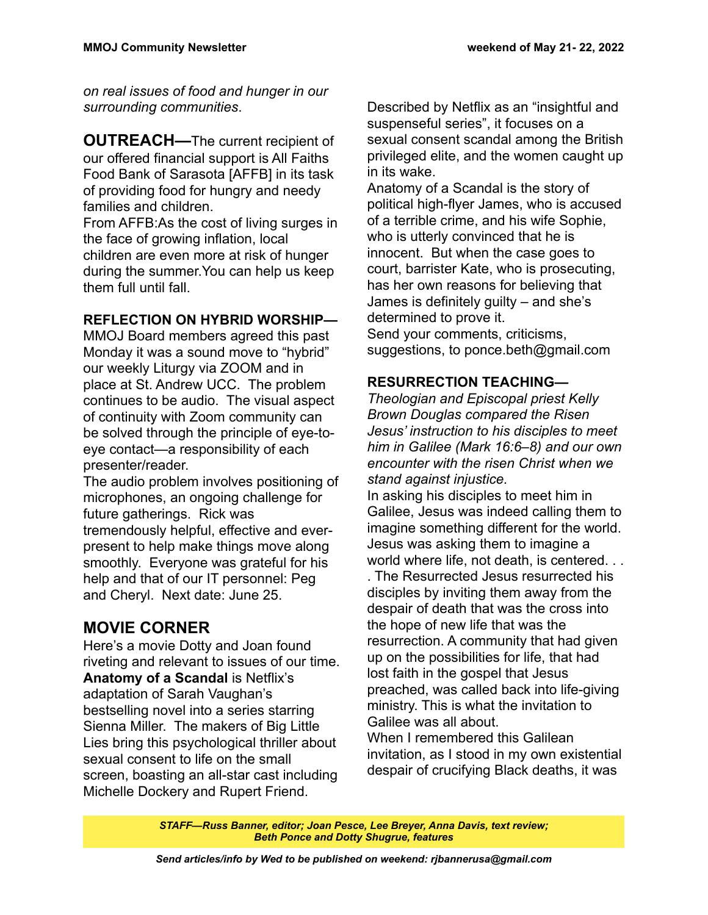*on real issues of food and hunger in our surrounding communities*.

**OUTREACH—**The current recipient of our offered financial support is All Faiths Food Bank of Sarasota [AFFB] in its task of providing food for hungry and needy families and children.
From AFFB:As the cost of living surges in the face of growing inflation, local children are even more at risk of hunger during the summer.You can help us keep them full until fall.

**REFLECTION ON HYBRID WORSHIP—**
MMOJ Board members agreed this past Monday it was a sound move to "hybrid" our weekly Liturgy via ZOOM and in place at St. Andrew UCC. The problem continues to be audio. The visual aspect of continuity with Zoom community can be solved through the principle of eye-to-eye contact—a responsibility of each presenter/reader.
The audio problem involves positioning of microphones, an ongoing challenge for future gatherings. Rick was tremendously helpful, effective and ever-present to help make things move along smoothly. Everyone was grateful for his help and that of our IT personnel: Peg and Cheryl. Next date: June 25.

## MOVIE CORNER

Here's a movie Dotty and Joan found riveting and relevant to issues of our time. **Anatomy of a Scandal** is Netflix's adaptation of Sarah Vaughan's bestselling novel into a series starring Sienna Miller. The makers of Big Little Lies bring this psychological thriller about sexual consent to life on the small screen, boasting an all-star cast including Michelle Dockery and Rupert Friend.
Described by Netflix as an "insightful and suspenseful series", it focuses on a sexual consent scandal among the British privileged elite, and the women caught up in its wake.
Anatomy of a Scandal is the story of political high-flyer James, who is accused of a terrible crime, and his wife Sophie, who is utterly convinced that he is innocent. But when the case goes to court, barrister Kate, who is prosecuting, has her own reasons for believing that James is definitely guilty – and she's determined to prove it.
Send your comments, criticisms, suggestions, to ponce.beth@gmail.com

**RESURRECTION TEACHING—**
*Theologian and Episcopal priest Kelly Brown Douglas compared the Risen Jesus' instruction to his disciples to meet him in Galilee (Mark 16:6–8) and our own encounter with the risen Christ when we stand against injustice.*
In asking his disciples to meet him in Galilee, Jesus was indeed calling them to imagine something different for the world. Jesus was asking them to imagine a world where life, not death, is centered. . . . The Resurrected Jesus resurrected his disciples by inviting them away from the despair of death that was the cross into the hope of new life that was the resurrection. A community that had given up on the possibilities for life, that had lost faith in the gospel that Jesus preached, was called back into life-giving ministry. This is what the invitation to Galilee was all about.
When I remembered this Galilean invitation, as I stood in my own existential despair of crucifying Black deaths, it was

***STAFF—Russ Banner, editor; Joan Pesce, Lee Breyer, Anna Davis, text review; Beth Ponce and Dotty Shugrue, features***

***Send articles/info by Wed to be published on weekend: rjbannerusa@gmail.com***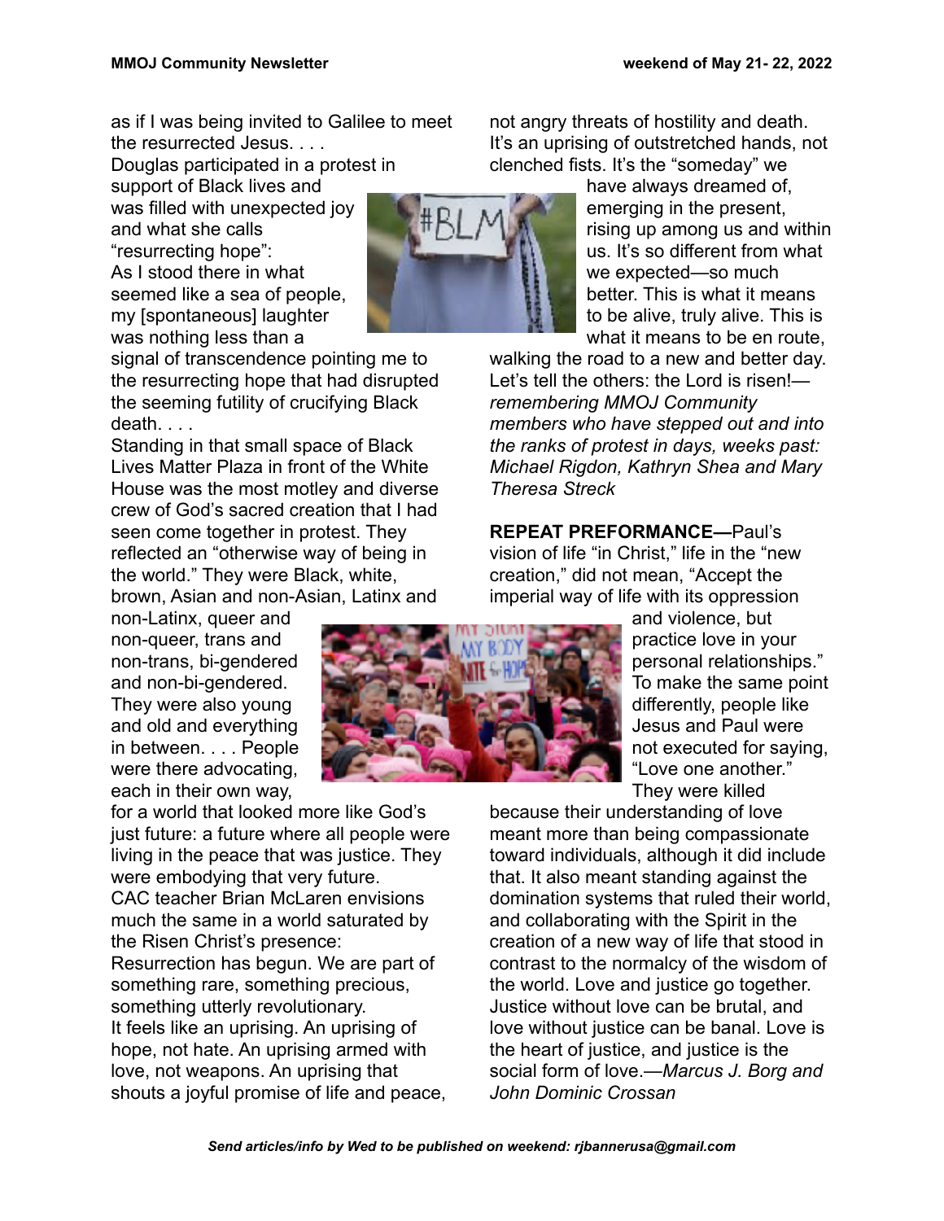as if I was being invited to Galilee to meet the resurrected Jesus. . . .

Douglas participated in a protest in support of Black lives and was filled with unexpected joy and what she calls “resurrecting hope”:

As I stood there in what seemed like a sea of people, my [spontaneous] laughter was nothing less than a signal of transcendence pointing me to the resurrecting hope that had disrupted the seeming futility of crucifying Black death. . . .

Standing in that small space of Black Lives Matter Plaza in front of the White House was the most motley and diverse crew of God’s sacred creation that I had seen come together in protest. They reflected an “otherwise way of being in the world.” They were Black, white, brown, Asian and non-Asian, Latinx and non-Latinx, queer and non-queer, trans and non-trans, bi-gendered and non-bi-gendered. They were also young and old and everything in between. . . . People were there advocating, each in their own way, for a world that looked more like God’s just future: a future where all people were living in the peace that was justice. They were embodying that very future.

CAC teacher Brian McLaren envisions much the same in a world saturated by the Risen Christ’s presence:

Resurrection has begun. We are part of something rare, something precious, something utterly revolutionary.

It feels like an uprising. An uprising of hope, not hate. An uprising armed with love, not weapons. An uprising that shouts a joyful promise of life and peace, not angry threats of hostility and death. It’s an uprising of outstretched hands, not clenched fists. It’s the “someday” we have always dreamed of, emerging in the present, rising up among us and within us. It’s so different from what we expected—so much better. This is what it means to be alive, truly alive. This is what it means to be en route, walking the road to a new and better day. Let’s tell the others: the Lord is risen!—*remembering MMOJ Community members who have stepped out and into the ranks of protest in days, weeks past: Michael Rigdon, Kathryn Shea and Mary Theresa Streck*

**REPEAT PREFORMANCE—**Paul’s vision of life “in Christ,” life in the “new creation,” did not mean, “Accept the imperial way of life with its oppression and violence, but practice love in your personal relationships.” To make the same point differently, people like Jesus and Paul were not executed for saying, “Love one another.” They were killed because their understanding of love meant more than being compassionate toward individuals, although it did include that. It also meant standing against the domination systems that ruled their world, and collaborating with the Spirit in the creation of a new way of life that stood in contrast to the normalcy of the wisdom of the world. Love and justice go together. Justice without love can be brutal, and love without justice can be banal. Love is the heart of justice, and justice is the social form of love.—*Marcus J. Borg and John Dominic Crossan*

***Send articles/info by Wed to be published on weekend: rjbannerusa@gmail.com***